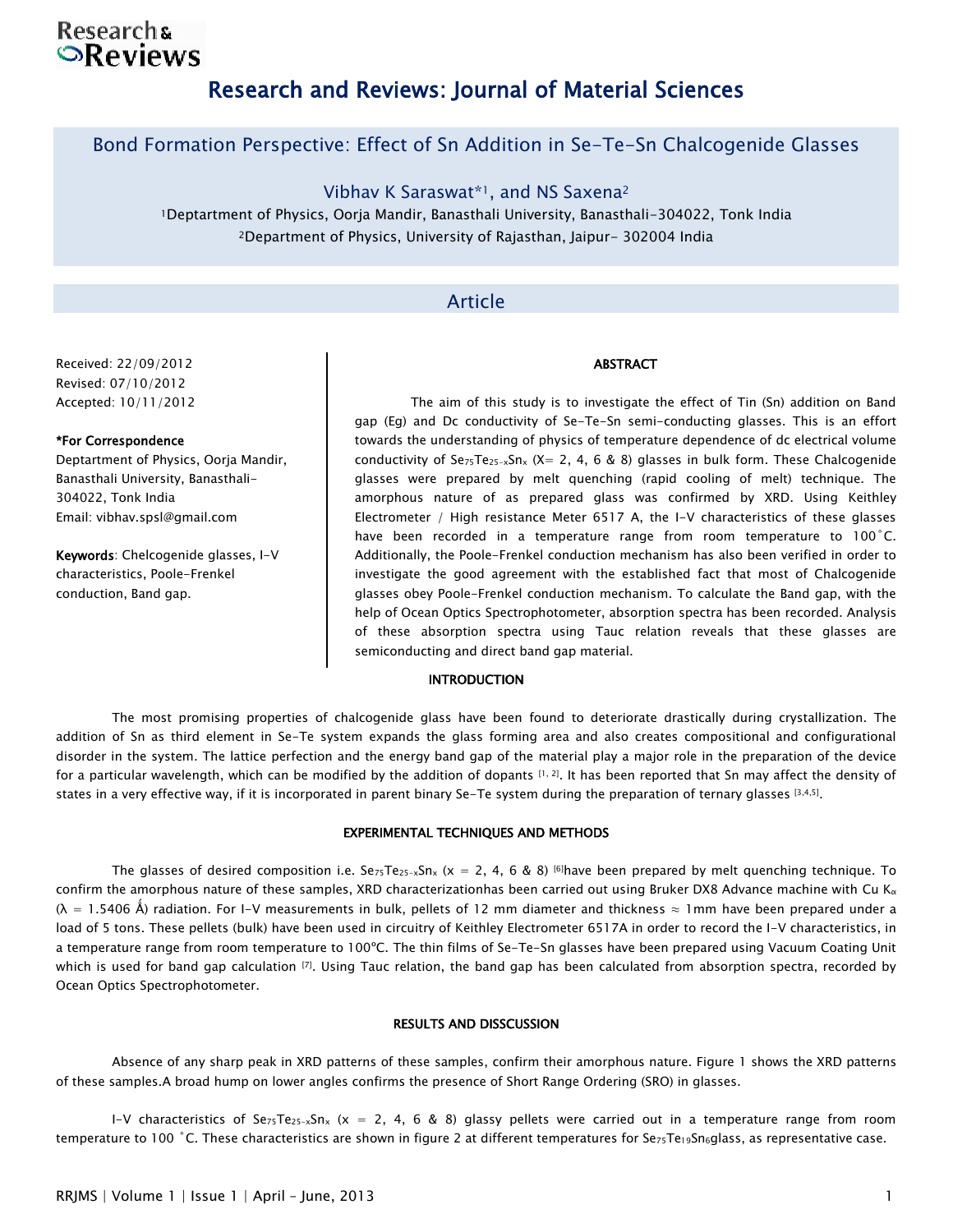# Research and Reviews: Journal of Material Sciences

## Bond Formation Perspective: Effect of Sn Addition in Se-Te-Sn Chalcogenide Glasses

Vibhav K Saraswat*[1], and NS Saxena[2]

[1]Deptartment of Physics, Oorja Mandir, Banasthali University, Banasthali-304022, Tonk India

[2]Department of Physics, University of Rajasthan, Jaipur- 302004 India

### Article

Received: 22/09/2012
Revised: 07/10/2012
Accepted: 10/11/2012

**\*For Correspondence**

Deptartment of Physics, Oorja Mandir, Banasthali University, Banasthali-304022, Tonk India
Email: vibhav.spsl@gmail.com

**Keywords**: Chelcogenide glasses, I-V characteristics, Poole-Frenkel conduction, Band gap.

### ABSTRACT

The aim of this study is to investigate the effect of Tin (Sn) addition on Band gap (Eg) and Dc conductivity of Se-Te-Sn semi-conducting glasses. This is an effort towards the understanding of physics of temperature dependence of dc electrical volume conductivity of $Se_{75}Te_{25-x}Sn_x$ (X= 2, 4, 6 & 8) glasses in bulk form. These Chalcogenide glasses were prepared by melt quenching (rapid cooling of melt) technique. The amorphous nature of as prepared glass was confirmed by XRD. Using Keithley Electrometer / High resistance Meter 6517 A, the I-V characteristics of these glasses have been recorded in a temperature range from room temperature to 100˚C. Additionally, the Poole-Frenkel conduction mechanism has also been verified in order to investigate the good agreement with the established fact that most of Chalcogenide glasses obey Poole-Frenkel conduction mechanism. To calculate the Band gap, with the help of Ocean Optics Spectrophotometer, absorption spectra has been recorded. Analysis of these absorption spectra using Tauc relation reveals that these glasses are semiconducting and direct band gap material.

### INTRODUCTION

The most promising properties of chalcogenide glass have been found to deteriorate drastically during crystallization. The addition of Sn as third element in Se-Te system expands the glass forming area and also creates compositional and configurational disorder in the system. The lattice perfection and the energy band gap of the material play a major role in the preparation of the device for a particular wavelength, which can be modified by the addition of dopants [1, 2]. It has been reported that Sn may affect the density of states in a very effective way, if it is incorporated in parent binary Se-Te system during the preparation of ternary glasses [3,4,5].

### EXPERIMENTAL TECHNIQUES AND METHODS

The glasses of desired composition i.e. $Se_{75}Te_{25-x}Sn_x$ (x = 2, 4, 6 & 8) [6]have been prepared by melt quenching technique. To confirm the amorphous nature of these samples, XRD characterizationhas been carried out using Bruker DX8 Advance machine with Cu $K_\alpha$ ($\lambda$ = 1.5406 Å) radiation. For I-V measurements in bulk, pellets of 12 mm diameter and thickness ≈ 1mm have been prepared under a load of 5 tons. These pellets (bulk) have been used in circuitry of Keithley Electrometer 6517A in order to record the I-V characteristics, in a temperature range from room temperature to 100ºC. The thin films of Se-Te-Sn glasses have been prepared using Vacuum Coating Unit which is used for band gap calculation [7]. Using Tauc relation, the band gap has been calculated from absorption spectra, recorded by Ocean Optics Spectrophotometer.

### RESULTS AND DISSCUSSION

Absence of any sharp peak in XRD patterns of these samples, confirm their amorphous nature. Figure 1 shows the XRD patterns of these samples.A broad hump on lower angles confirms the presence of Short Range Ordering (SRO) in glasses.

I-V characteristics of $Se_{75}Te_{25-x}Sn_x$ (x = 2, 4, 6 & 8) glassy pellets were carried out in a temperature range from room temperature to 100 ˚C. These characteristics are shown in figure 2 at different temperatures for $Se_{75}Te_{19}Sn_6$glass, as representative case.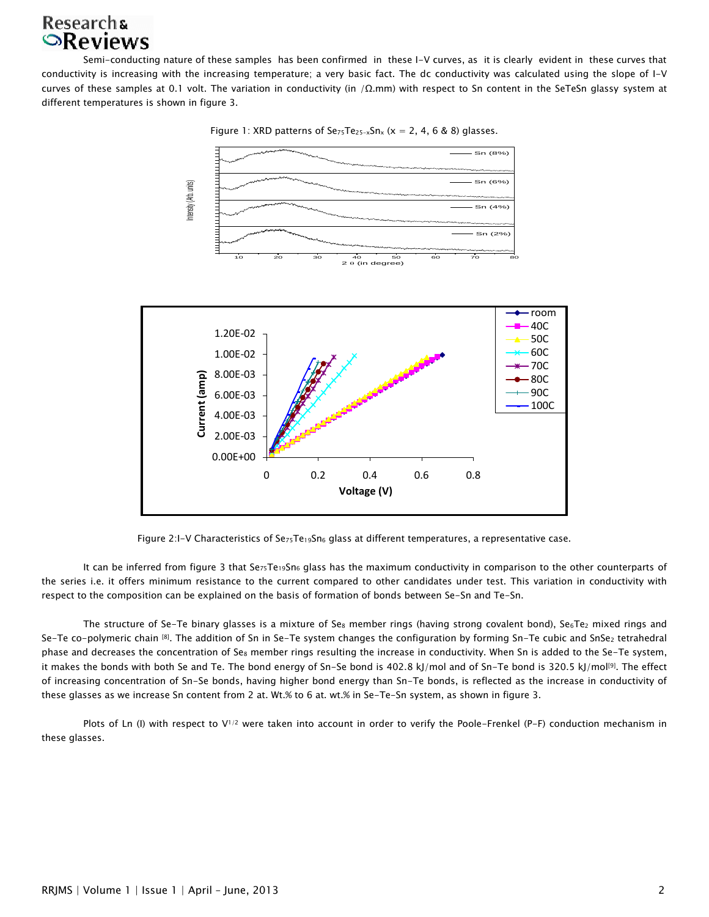Semi-conducting nature of these samples has been confirmed in these I-V curves, as it is clearly evident in these curves that conductivity is increasing with the increasing temperature; a very basic fact. The dc conductivity was calculated using the slope of I-V curves of these samples at 0.1 volt. The variation in conductivity (in /Ω.mm) with respect to Sn content in the SeTeSn glassy system at different temperatures is shown in figure 3.

Figure 1: XRD patterns of $Se_{75}Te_{25-x}Sn_x$ (x = 2, 4, 6 & 8) glasses.

Figure 2:I-V Characteristics of $Se_{75}Te_{19}Sn_6$ glass at different temperatures, a representative case.

It can be inferred from figure 3 that $Se_{75}Te_{19}Sn_6$ glass has the maximum conductivity in comparison to the other counterparts of the series i.e. it offers minimum resistance to the current compared to other candidates under test. This variation in conductivity with respect to the composition can be explained on the basis of formation of bonds between Se-Sn and Te-Sn.

The structure of Se-Te binary glasses is a mixture of $Se_8$ member rings (having strong covalent bond), $Se_6Te_2$ mixed rings and Se-Te co-polymeric chain [8]. The addition of Sn in Se-Te system changes the configuration by forming Sn-Te cubic and $SnSe_2$ tetrahedral phase and decreases the concentration of $Se_8$ member rings resulting the increase in conductivity. When Sn is added to the Se-Te system, it makes the bonds with both Se and Te. The bond energy of Sn-Se bond is 402.8 kJ/mol and of Sn-Te bond is 320.5 kJ/mol[9]. The effect of increasing concentration of Sn-Se bonds, having higher bond energy than Sn-Te bonds, is reflected as the increase in conductivity of these glasses as we increase Sn content from 2 at. Wt.% to 6 at. wt.% in Se-Te-Sn system, as shown in figure 3.

Plots of Ln (I) with respect to $V^{1/2}$ were taken into account in order to verify the Poole-Frenkel (P-F) conduction mechanism in these glasses.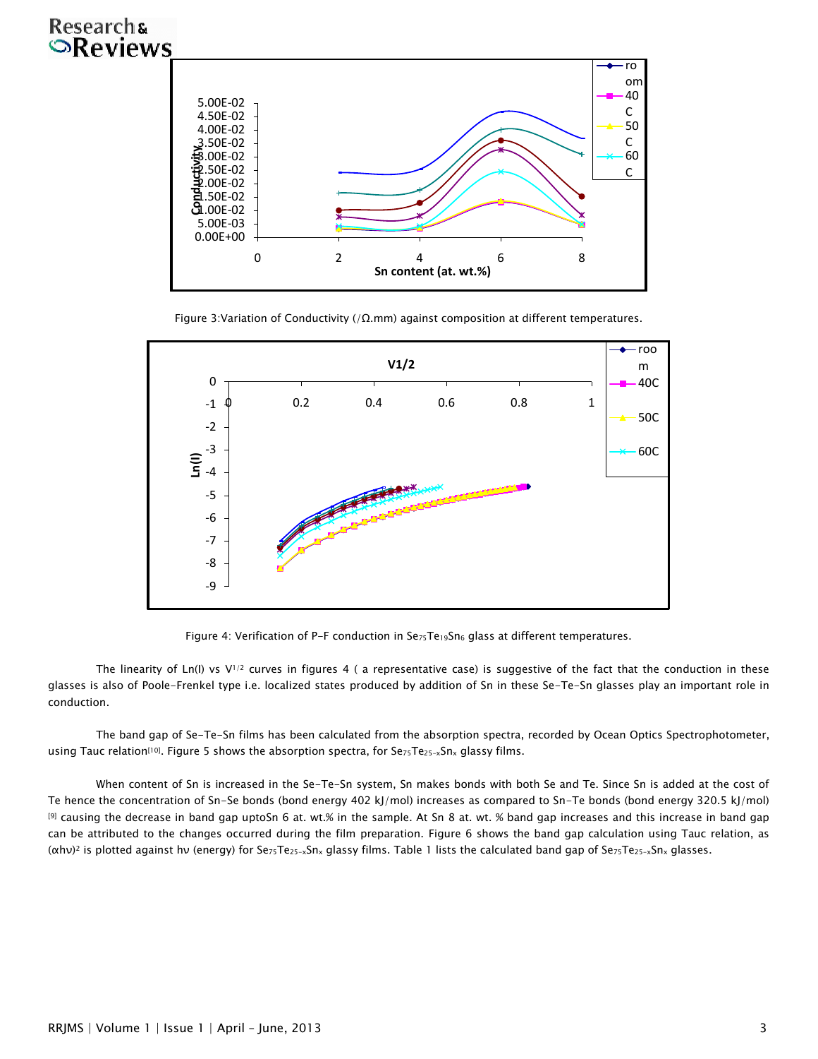Figure 3:Variation of Conductivity (/Ω.mm) against composition at different temperatures.

Figure 4: Verification of P-F conduction in $Se_{75}Te_{19}Sn_6$ glass at different temperatures.

The linearity of Ln(I) vs $V^{1/2}$ curves in figures 4 ( a representative case) is suggestive of the fact that the conduction in these glasses is also of Poole-Frenkel type i.e. localized states produced by addition of Sn in these Se-Te-Sn glasses play an important role in conduction.

The band gap of Se-Te-Sn films has been calculated from the absorption spectra, recorded by Ocean Optics Spectrophotometer, using Tauc relation[10]. Figure 5 shows the absorption spectra, for $Se_{75}Te_{25-x}Sn_x$ glassy films.

When content of Sn is increased in the Se-Te-Sn system, Sn makes bonds with both Se and Te. Since Sn is added at the cost of Te hence the concentration of Sn-Se bonds (bond energy 402 kJ/mol) increases as compared to Sn-Te bonds (bond energy 320.5 kJ/mol) [9] causing the decrease in band gap uptoSn 6 at. wt.% in the sample. At Sn 8 at. wt. % band gap increases and this increase in band gap can be attributed to the changes occurred during the film preparation. Figure 6 shows the band gap calculation using Tauc relation, as $(\alpha h\nu)^2$ is plotted against hν (energy) for $Se_{75}Te_{25-x}Sn_x$ glassy films. Table 1 lists the calculated band gap of $Se_{75}Te_{25-x}Sn_x$ glasses.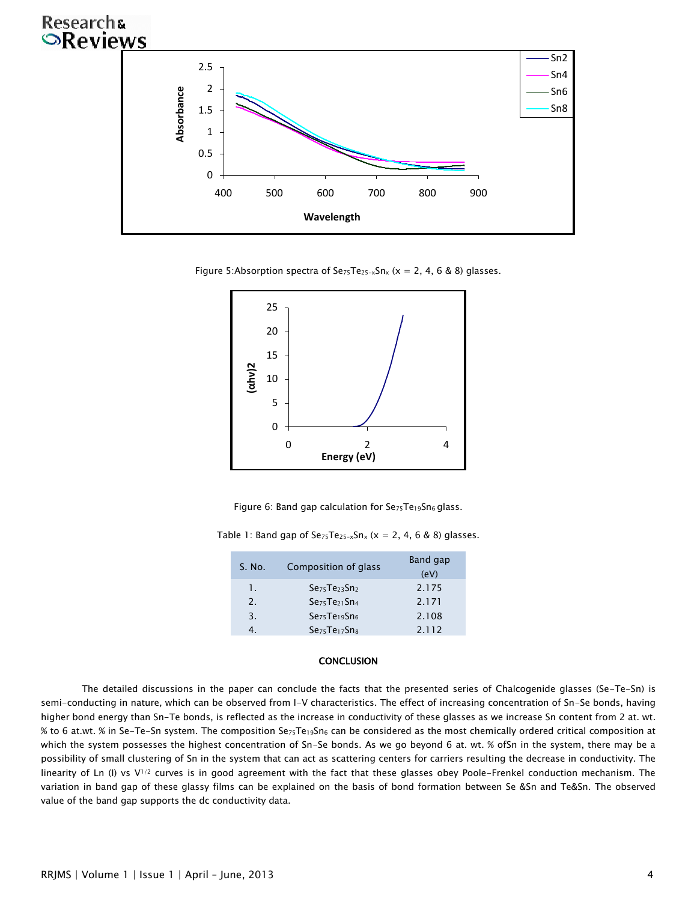Figure 5:Absorption spectra of $Se_{75}Te_{25-x}Sn_x$ (x = 2, 4, 6 & 8) glasses.

Figure 6: Band gap calculation for $Se_{75}Te_{19}Sn_6$ glass.

Table 1: Band gap of $Se_{75}Te_{25-x}Sn_x$ (x = 2, 4, 6 & 8) glasses.

| S. No. | Composition of glass | Band gap (eV) |
|---|---|---|
| 1. | $Se_{75}Te_{23}Sn_2$ | 2.175 |
| 2. | $Se_{75}Te_{21}Sn_4$ | 2.171 |
| 3. | $Se_{75}Te_{19}Sn_6$ | 2.108 |
| 4. | $Se_{75}Te_{17}Sn_8$ | 2.112 |

## CONCLUSION

The detailed discussions in the paper can conclude the facts that the presented series of Chalcogenide glasses (Se-Te-Sn) is semi-conducting in nature, which can be observed from I-V characteristics. The effect of increasing concentration of Sn-Se bonds, having higher bond energy than Sn-Te bonds, is reflected as the increase in conductivity of these glasses as we increase Sn content from 2 at. wt. % to 6 at.wt. % in Se-Te-Sn system. The composition $Se_{75}Te_{19}Sn_6$ can be considered as the most chemically ordered critical composition at which the system possesses the highest concentration of Sn-Se bonds. As we go beyond 6 at. wt. % ofSn in the system, there may be a possibility of small clustering of Sn in the system that can act as scattering centers for carriers resulting the decrease in conductivity. The linearity of Ln (I) vs $V^{1/2}$ curves is in good agreement with the fact that these glasses obey Poole-Frenkel conduction mechanism. The variation in band gap of these glassy films can be explained on the basis of bond formation between Se &Sn and Te&Sn. The observed value of the band gap supports the dc conductivity data.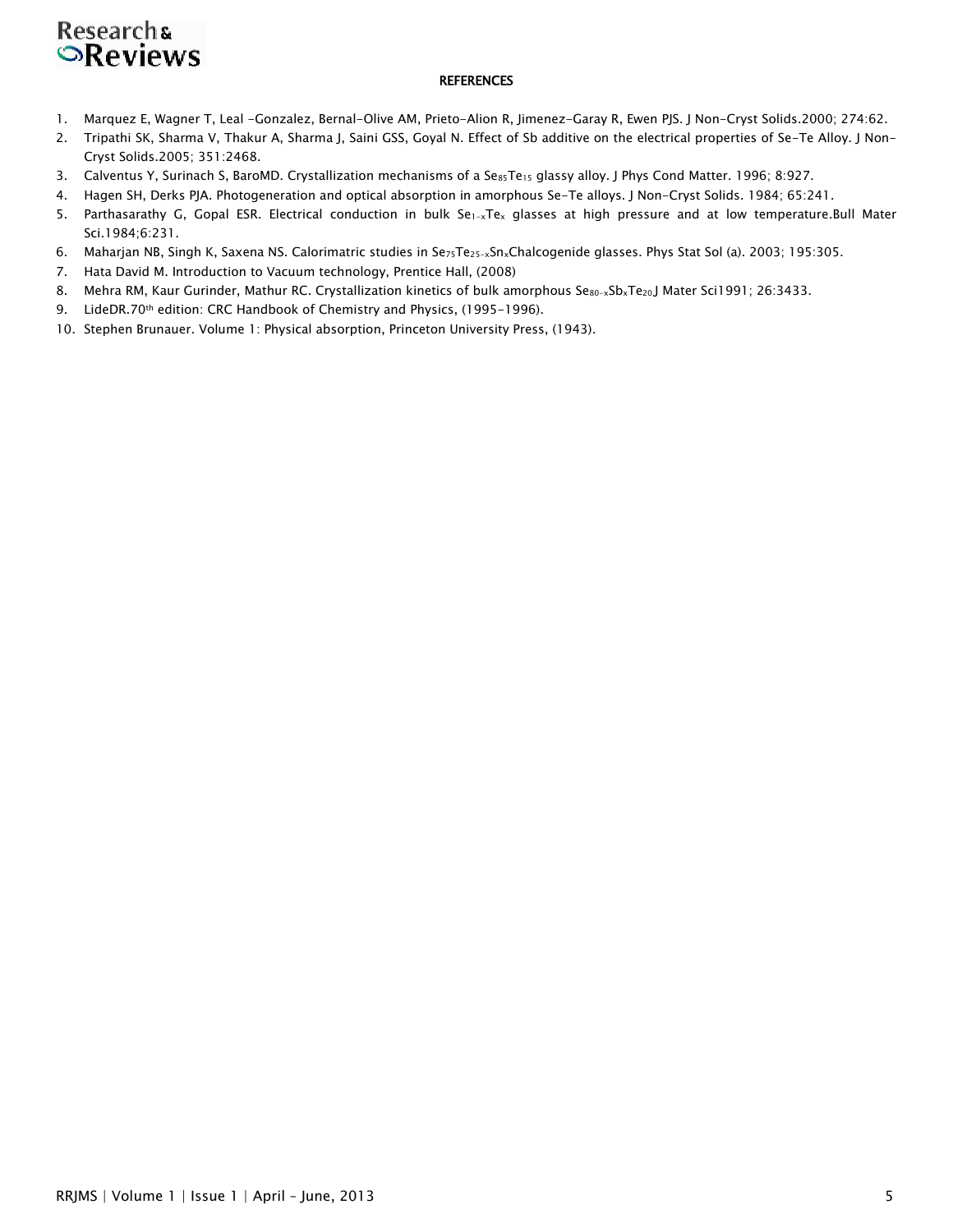## REFERENCES

1. Marquez E, Wagner T, Leal -Gonzalez, Bernal-Olive AM, Prieto-Alion R, Jimenez-Garay R, Ewen PJS. J Non-Cryst Solids.2000; 274:62.
2. Tripathi SK, Sharma V, Thakur A, Sharma J, Saini GSS, Goyal N. Effect of Sb additive on the electrical properties of Se-Te Alloy. J Non-Cryst Solids.2005; 351:2468.
3. Calventus Y, Surinach S, BaroMD. Crystallization mechanisms of a $Se_{85}Te_{15}$ glassy alloy. J Phys Cond Matter. 1996; 8:927.
4. Hagen SH, Derks PJA. Photogeneration and optical absorption in amorphous Se-Te alloys. J Non-Cryst Solids. 1984; 65:241.
5. Parthasarathy G, Gopal ESR. Electrical conduction in bulk $Se_{1-x}Te_x$ glasses at high pressure and at low temperature.Bull Mater Sci.1984;6:231.
6. Maharjan NB, Singh K, Saxena NS. Calorimatric studies in $Se_{75}Te_{25-x}Sn_x$Chalcogenide glasses. Phys Stat Sol (a). 2003; 195:305.
7. Hata David M. Introduction to Vacuum technology, Prentice Hall, (2008)
8. Mehra RM, Kaur Gurinder, Mathur RC. Crystallization kinetics of bulk amorphous $Se_{80-x}Sb_xTe_{20}$J Mater Sci1991; 26:3433.
9. LideDR.70th edition: CRC Handbook of Chemistry and Physics, (1995-1996).
10. Stephen Brunauer. Volume 1: Physical absorption, Princeton University Press, (1943).